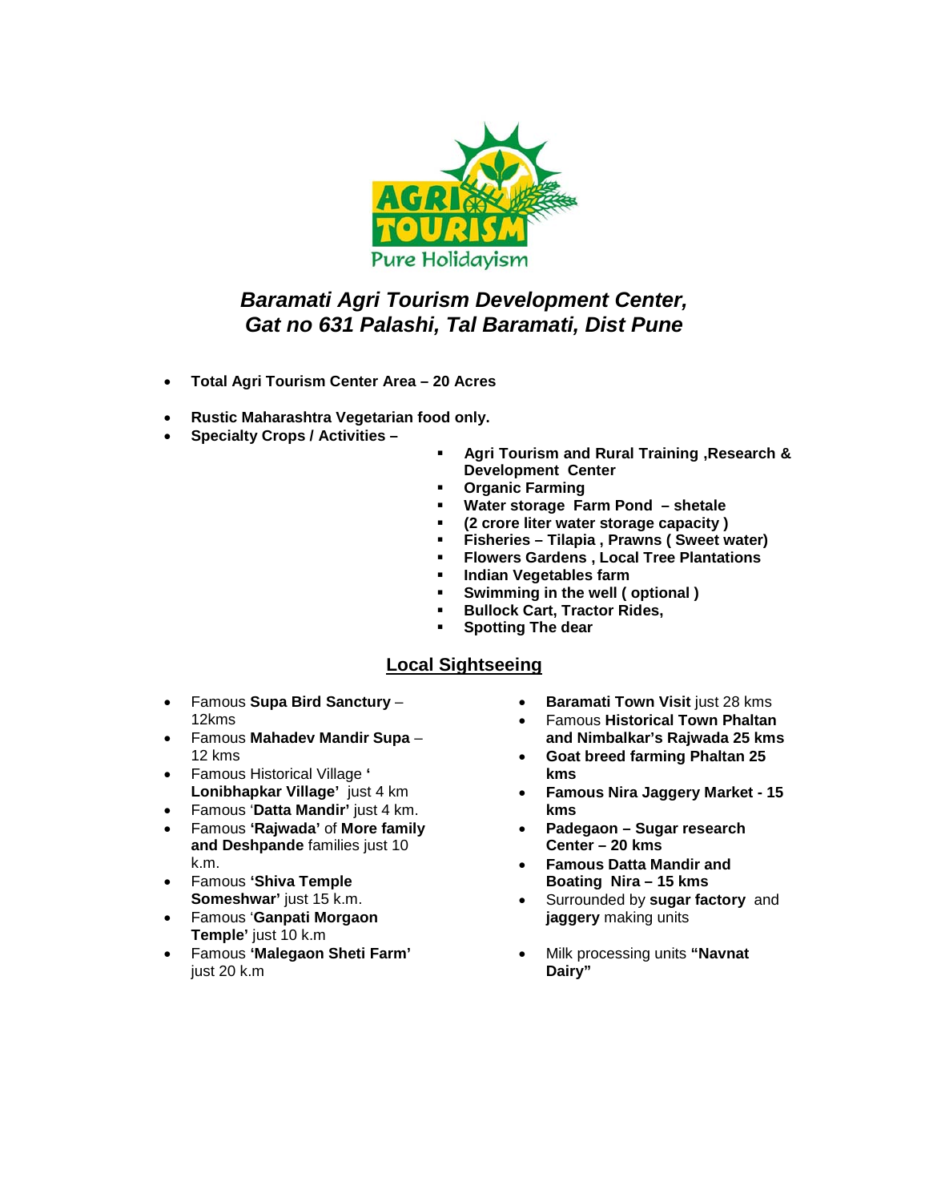AGRI TOURISM

Pure Holidayism

## *Baramati Agri Tourism Development Center, Gat no 631 Palashi, Tal Baramati, Dist Pune*

- **Total Agri Tourism Center Area – 20 Acres**
- **Rustic Maharashtra Vegetarian food only.**
- **Specialty Crops / Activities –**
  - **Agri Tourism and Rural Training ,Research & Development Center**
  - **Organic Farming**
  - **Water storage Farm Pond – shetale**
  - **(2 crore liter water storage capacity )**
  - **Fisheries – Tilapia , Prawns ( Sweet water)**
  - **Flowers Gardens , Local Tree Plantations**
  - **Indian Vegetables farm**
  - **Swimming in the well ( optional )**
  - **Bullock Cart, Tractor Rides,**
  - **Spotting The dear**

## Local Sightseeing

- Famous **Supa Bird Sanctury** – 12kms
- Famous **Mahadev Mandir Supa** – 12 kms
- Famous Historical Village **' Lonibhapkar Village'** just 4 km
- Famous '**Datta Mandir'** just 4 km.
- Famous **'Rajwada'** of **More family and Deshpande** families just 10 k.m.
- Famous **'Shiva Temple Someshwar'** just 15 k.m.
- Famous '**Ganpati Morgaon Temple'** just 10 k.m
- Famous **'Malegaon Sheti Farm'** just 20 k.m
- **Baramati Town Visit** just 28 kms
- Famous **Historical Town Phaltan and Nimbalkar's Rajwada 25 kms**
- **Goat breed farming Phaltan 25 kms**
- **Famous Nira Jaggery Market - 15 kms**
- **Padegaon – Sugar research Center – 20 kms**
- **Famous Datta Mandir and Boating Nira – 15 kms**
- Surrounded by **sugar factory** and **jaggery** making units
- Milk processing units **"Navnat Dairy"**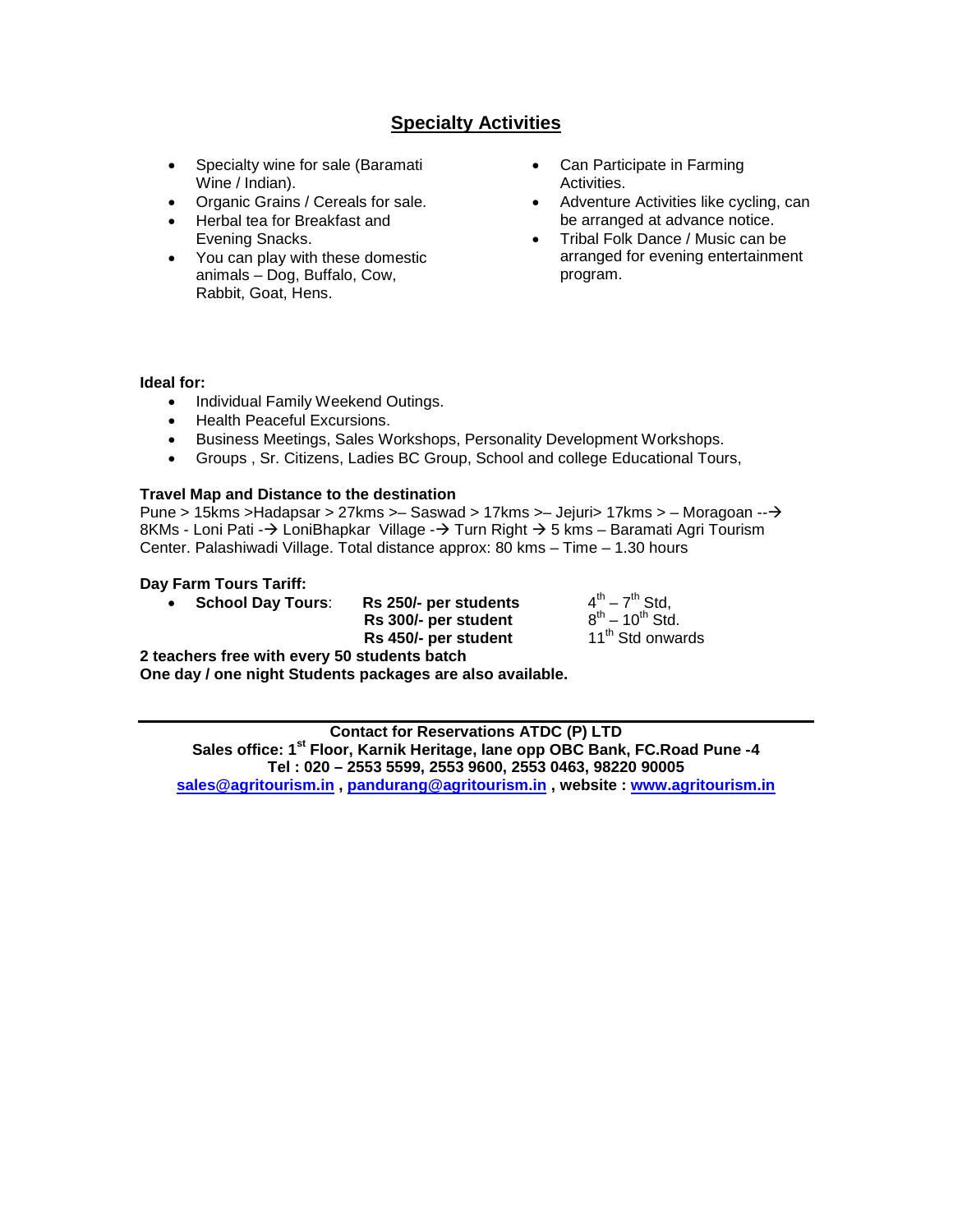## Specialty Activities

- Specialty wine for sale (Baramati Wine / Indian).
- Organic Grains / Cereals for sale.
- Herbal tea for Breakfast and Evening Snacks.
- You can play with these domestic animals – Dog, Buffalo, Cow, Rabbit, Goat, Hens.
- Can Participate in Farming Activities.
- Adventure Activities like cycling, can be arranged at advance notice.
- Tribal Folk Dance / Music can be arranged for evening entertainment program.

**Ideal for:**

- Individual Family Weekend Outings.
- Health Peaceful Excursions.
- Business Meetings, Sales Workshops, Personality Development Workshops.
- Groups , Sr. Citizens, Ladies BC Group, School and college Educational Tours,

**Travel Map and Distance to the destination**

Pune > 15kms >Hadapsar > 27kms >– Saswad > 17kms >– Jejuri> 17kms > – Moragoan --→ 8KMs - Loni Pati -→ LoniBhapkar Village -→ Turn Right → 5 kms – Baramati Agri Tourism Center. Palashiwadi Village. Total distance approx: 80 kms – Time – 1.30 hours

**Day Farm Tours Tariff:**

| | | |
|---|---|---|
| • **School Day Tours**: | **Rs 250/- per students** | 4th – 7th Std, |
| | **Rs 300/- per student** | 8th – 10th Std. |
| | **Rs 450/- per student** | 11th Std onwards |

**2 teachers free with every 50 students batch**
**One day / one night Students packages are also available.**

---

**Contact for Reservations ATDC (P) LTD**
**Sales office: 1st Floor, Karnik Heritage, lane opp OBC Bank, FC.Road Pune -4**
**Tel : 020 – 2553 5599, 2553 9600, 2553 0463, 98220 90005**
**sales@agritourism.in , pandurang@agritourism.in , website : www.agritourism.in**